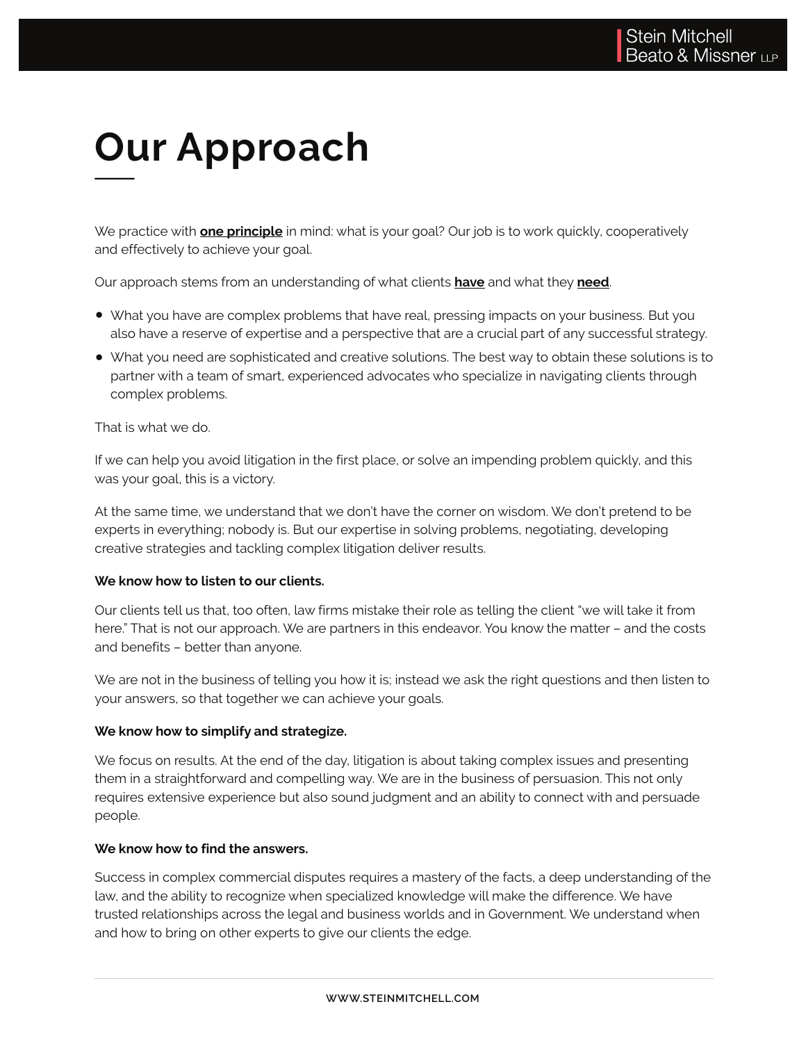# Our Approach

We practice with **one principle** in mind: what is your goal? Our job is to work quickly, cooperatively and effectively to achieve your goal.

Our approach stems from an understanding of what clients **have** and what they **need**.

- What you have are complex problems that have real, pressing impacts on your business. But you also have a reserve of expertise and a perspective that are a crucial part of any successful strategy.
- What you need are sophisticated and creative solutions. The best way to obtain these solutions is to partner with a team of smart, experienced advocates who specialize in navigating clients through complex problems.

That is what we do.

If we can help you avoid litigation in the first place, or solve an impending problem quickly, and this was your goal, this is a victory.

At the same time, we understand that we don't have the corner on wisdom. We don't pretend to be experts in everything; nobody is. But our expertise in solving problems, negotiating, developing creative strategies and tackling complex litigation deliver results.

**We know how to listen to our clients.**

Our clients tell us that, too often, law firms mistake their role as telling the client "we will take it from here." That is not our approach. We are partners in this endeavor. You know the matter – and the costs and benefits – better than anyone.

We are not in the business of telling you how it is; instead we ask the right questions and then listen to your answers, so that together we can achieve your goals.

**We know how to simplify and strategize.**

We focus on results. At the end of the day, litigation is about taking complex issues and presenting them in a straightforward and compelling way. We are in the business of persuasion. This not only requires extensive experience but also sound judgment and an ability to connect with and persuade people.

**We know how to find the answers.**

Success in complex commercial disputes requires a mastery of the facts, a deep understanding of the law, and the ability to recognize when specialized knowledge will make the difference. We have trusted relationships across the legal and business worlds and in Government. We understand when and how to bring on other experts to give our clients the edge.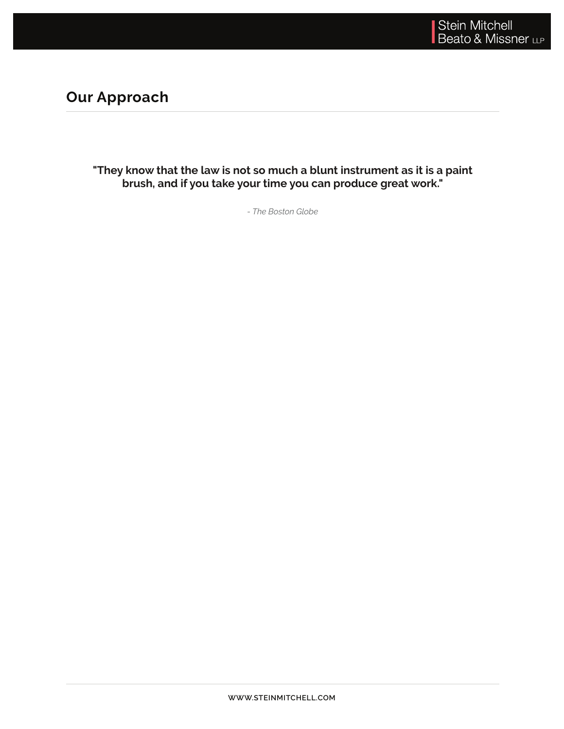## Our Approach

**"They know that the law is not so much a blunt instrument as it is a paint brush, and if you take your time you can produce great work."**

*- The Boston Globe*